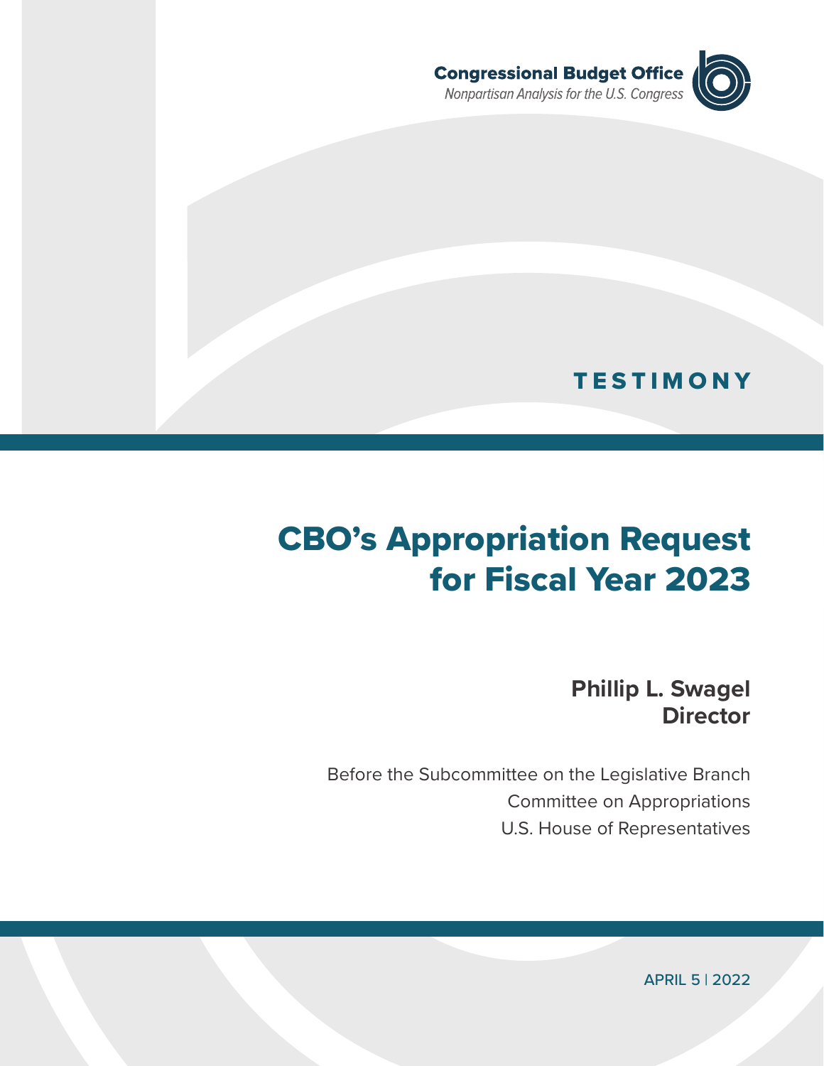**Congressional Budget Office**

*Nonpartisan Analysis for the U.S. Congress*

TESTIMONY

# CBO's Appropriation Request for Fiscal Year 2023

**Phillip L. Swagel**
**Director**

Before the Subcommittee on the Legislative Branch
Committee on Appropriations
U.S. House of Representatives

APRIL 5 | 2022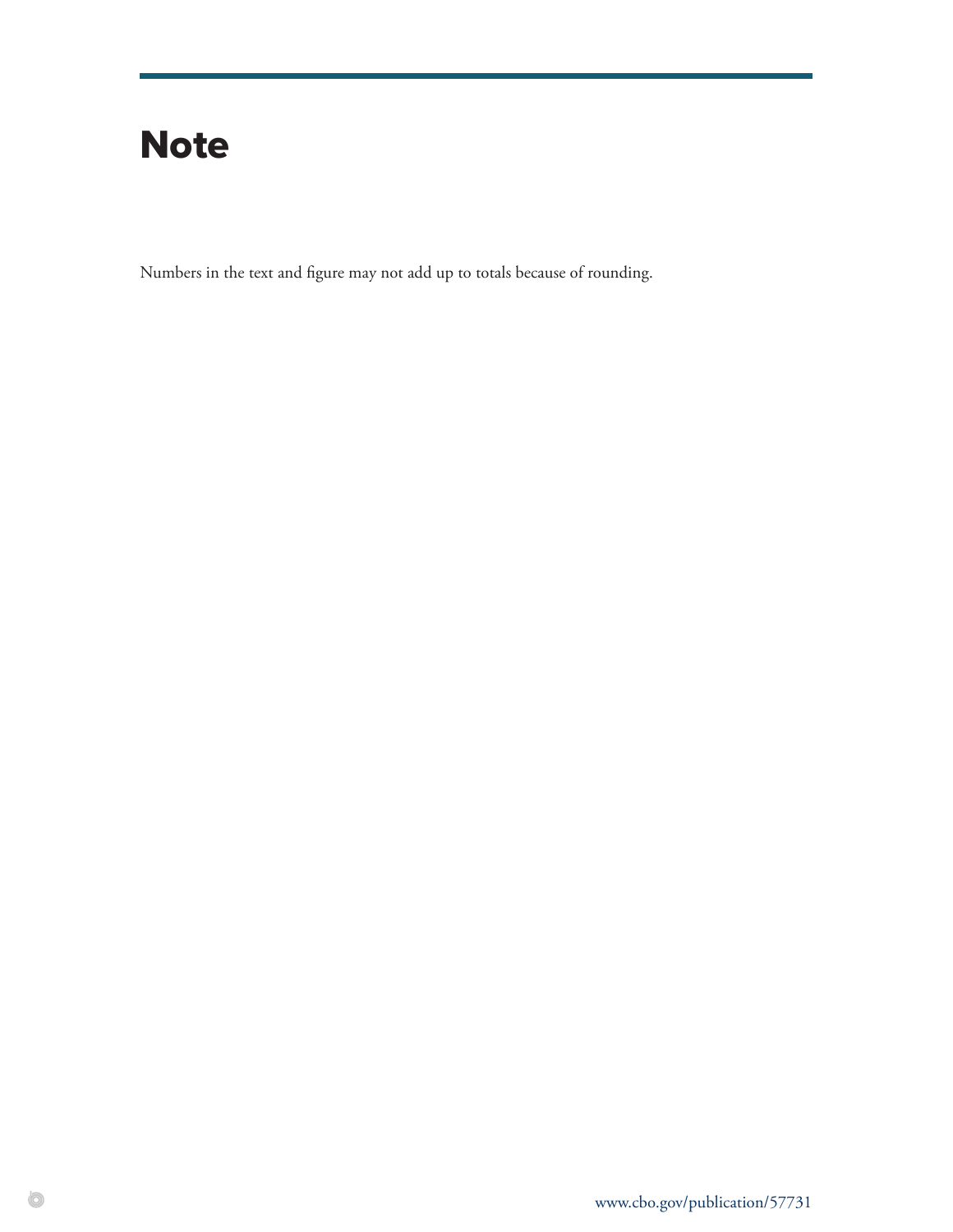# Note

Numbers in the text and figure may not add up to totals because of rounding.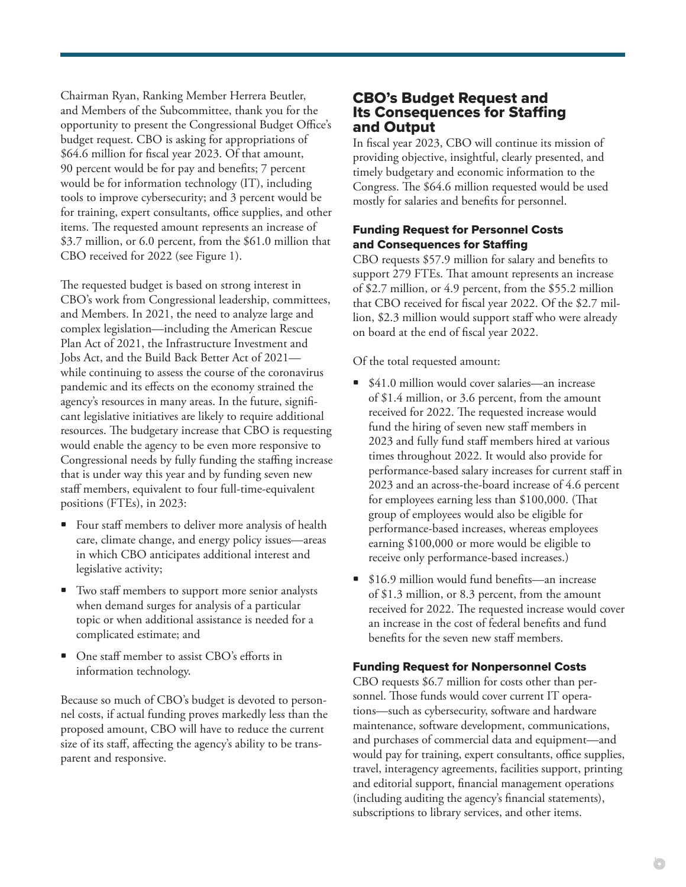Chairman Ryan, Ranking Member Herrera Beutler, and Members of the Subcommittee, thank you for the opportunity to present the Congressional Budget Office's budget request. CBO is asking for appropriations of $64.6 million for fiscal year 2023. Of that amount, 90 percent would be for pay and benefits; 7 percent would be for information technology (IT), including tools to improve cybersecurity; and 3 percent would be for training, expert consultants, office supplies, and other items. The requested amount represents an increase of $3.7 million, or 6.0 percent, from the $61.0 million that CBO received for 2022 (see Figure 1).

The requested budget is based on strong interest in CBO's work from Congressional leadership, committees, and Members. In 2021, the need to analyze large and complex legislation—including the American Rescue Plan Act of 2021, the Infrastructure Investment and Jobs Act, and the Build Back Better Act of 2021—while continuing to assess the course of the coronavirus pandemic and its effects on the economy strained the agency's resources in many areas. In the future, significant legislative initiatives are likely to require additional resources. The budgetary increase that CBO is requesting would enable the agency to be even more responsive to Congressional needs by fully funding the staffing increase that is under way this year and by funding seven new staff members, equivalent to four full-time-equivalent positions (FTEs), in 2023:

- Four staff members to deliver more analysis of health care, climate change, and energy policy issues—areas in which CBO anticipates additional interest and legislative activity;
- Two staff members to support more senior analysts when demand surges for analysis of a particular topic or when additional assistance is needed for a complicated estimate; and
- One staff member to assist CBO's efforts in information technology.

Because so much of CBO's budget is devoted to personnel costs, if actual funding proves markedly less than the proposed amount, CBO will have to reduce the current size of its staff, affecting the agency's ability to be transparent and responsive.

## CBO's Budget Request and Its Consequences for Staffing and Output

In fiscal year 2023, CBO will continue its mission of providing objective, insightful, clearly presented, and timely budgetary and economic information to the Congress. The $64.6 million requested would be used mostly for salaries and benefits for personnel.

### Funding Request for Personnel Costs and Consequences for Staffing

CBO requests $57.9 million for salary and benefits to support 279 FTEs. That amount represents an increase of $2.7 million, or 4.9 percent, from the $55.2 million that CBO received for fiscal year 2022. Of the $2.7 million, $2.3 million would support staff who were already on board at the end of fiscal year 2022.

Of the total requested amount:

- $41.0 million would cover salaries—an increase of $1.4 million, or 3.6 percent, from the amount received for 2022. The requested increase would fund the hiring of seven new staff members in 2023 and fully fund staff members hired at various times throughout 2022. It would also provide for performance-based salary increases for current staff in 2023 and an across-the-board increase of 4.6 percent for employees earning less than $100,000. (That group of employees would also be eligible for performance-based increases, whereas employees earning $100,000 or more would be eligible to receive only performance-based increases.)
- $16.9 million would fund benefits—an increase of $1.3 million, or 8.3 percent, from the amount received for 2022. The requested increase would cover an increase in the cost of federal benefits and fund benefits for the seven new staff members.

### Funding Request for Nonpersonnel Costs

CBO requests $6.7 million for costs other than personnel. Those funds would cover current IT operations—such as cybersecurity, software and hardware maintenance, software development, communications, and purchases of commercial data and equipment—and would pay for training, expert consultants, office supplies, travel, interagency agreements, facilities support, printing and editorial support, financial management operations (including auditing the agency's financial statements), subscriptions to library services, and other items.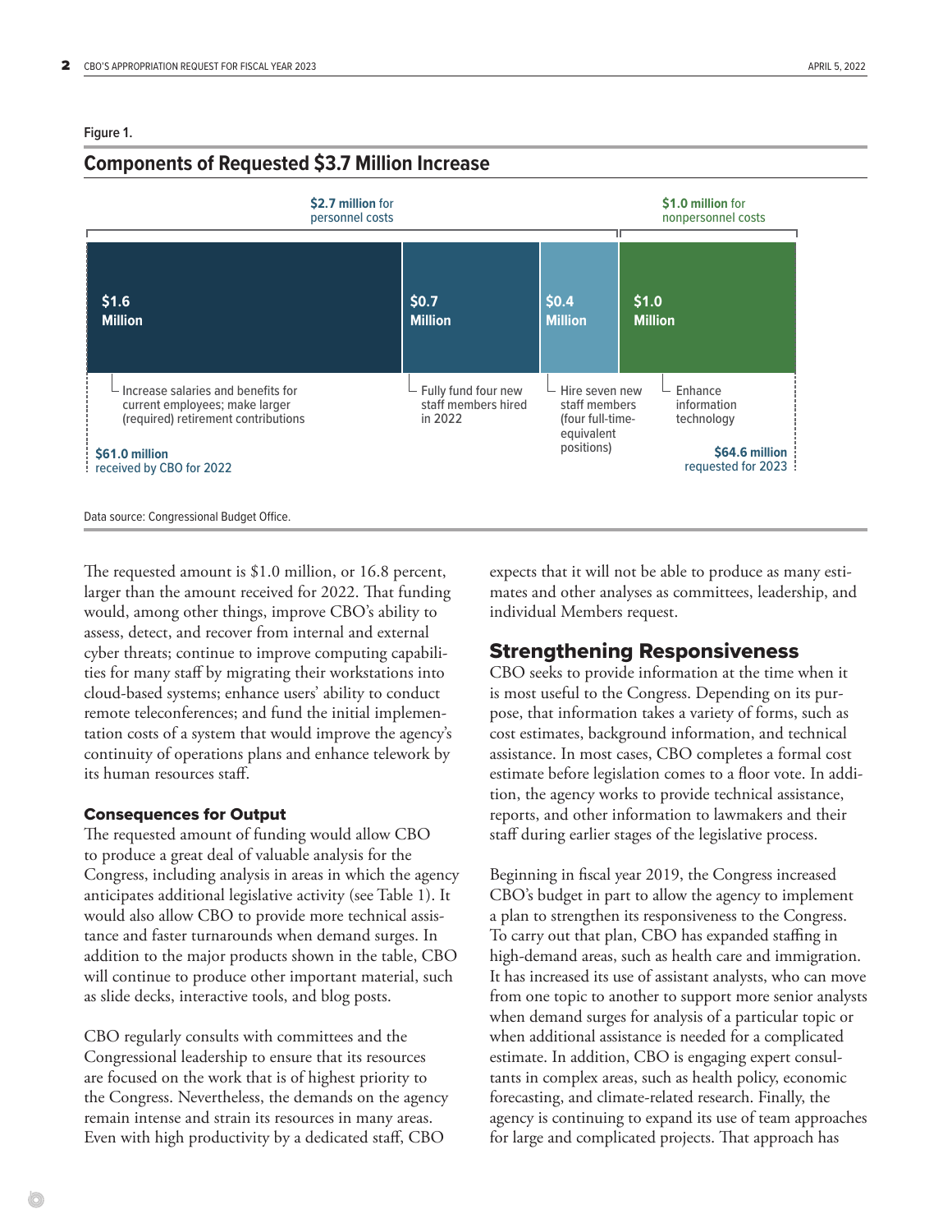Figure 1.

## Components of Requested $3.7 Million Increase

**$2.7 million** for personnel costs

**$1.0 million** for nonpersonnel costs

**$1.6 Million** — Increase salaries and benefits for current employees; make larger (required) retirement contributions

**$0.7 Million** — Fully fund four new staff members hired in 2022

**$0.4 Million** — Hire seven new staff members (four full-time-equivalent positions)

**$1.0 Million** — Enhance information technology

**$61.0 million** received by CBO for 2022

**$64.6 million** requested for 2023

Data source: Congressional Budget Office.

The requested amount is $1.0 million, or 16.8 percent, larger than the amount received for 2022. That funding would, among other things, improve CBO's ability to assess, detect, and recover from internal and external cyber threats; continue to improve computing capabilities for many staff by migrating their workstations into cloud-based systems; enhance users' ability to conduct remote teleconferences; and fund the initial implementation costs of a system that would improve the agency's continuity of operations plans and enhance telework by its human resources staff.

### Consequences for Output

The requested amount of funding would allow CBO to produce a great deal of valuable analysis for the Congress, including analysis in areas in which the agency anticipates additional legislative activity (see Table 1). It would also allow CBO to provide more technical assistance and faster turnarounds when demand surges. In addition to the major products shown in the table, CBO will continue to produce other important material, such as slide decks, interactive tools, and blog posts.

CBO regularly consults with committees and the Congressional leadership to ensure that its resources are focused on the work that is of highest priority to the Congress. Nevertheless, the demands on the agency remain intense and strain its resources in many areas. Even with high productivity by a dedicated staff, CBO expects that it will not be able to produce as many estimates and other analyses as committees, leadership, and individual Members request.

## Strengthening Responsiveness

CBO seeks to provide information at the time when it is most useful to the Congress. Depending on its purpose, that information takes a variety of forms, such as cost estimates, background information, and technical assistance. In most cases, CBO completes a formal cost estimate before legislation comes to a floor vote. In addition, the agency works to provide technical assistance, reports, and other information to lawmakers and their staff during earlier stages of the legislative process.

Beginning in fiscal year 2019, the Congress increased CBO's budget in part to allow the agency to implement a plan to strengthen its responsiveness to the Congress. To carry out that plan, CBO has expanded staffing in high-demand areas, such as health care and immigration. It has increased its use of assistant analysts, who can move from one topic to another to support more senior analysts when demand surges for analysis of a particular topic or when additional assistance is needed for a complicated estimate. In addition, CBO is engaging expert consultants in complex areas, such as health policy, economic forecasting, and climate-related research. Finally, the agency is continuing to expand its use of team approaches for large and complicated projects. That approach has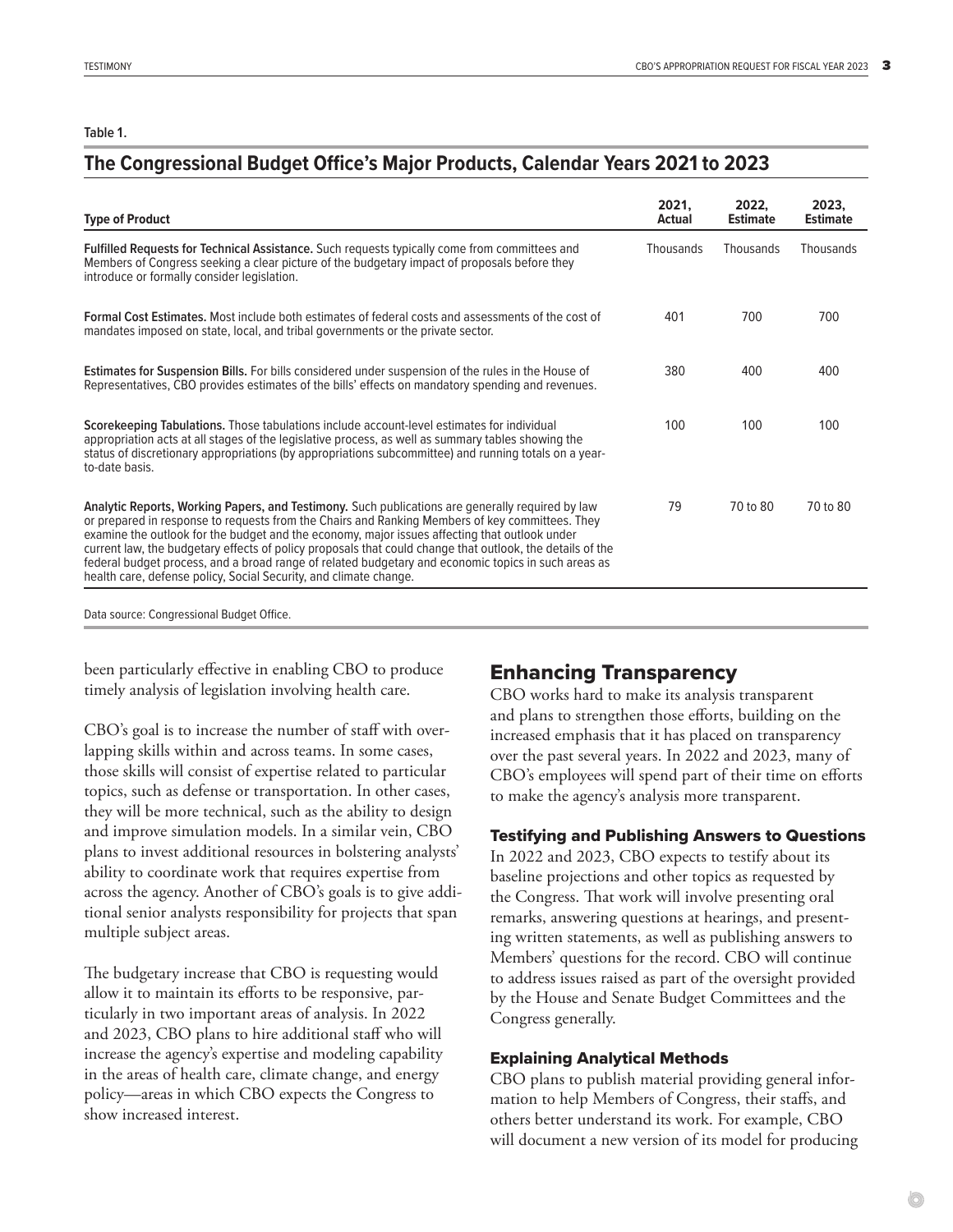Table 1.

## The Congressional Budget Office's Major Products, Calendar Years 2021 to 2023

| Type of Product | 2021, Actual | 2022, Estimate | 2023, Estimate |
|---|---|---|---|
| **Fulfilled Requests for Technical Assistance.** Such requests typically come from committees and Members of Congress seeking a clear picture of the budgetary impact of proposals before they introduce or formally consider legislation. | Thousands | Thousands | Thousands |
| **Formal Cost Estimates.** Most include both estimates of federal costs and assessments of the cost of mandates imposed on state, local, and tribal governments or the private sector. | 401 | 700 | 700 |
| **Estimates for Suspension Bills.** For bills considered under suspension of the rules in the House of Representatives, CBO provides estimates of the bills' effects on mandatory spending and revenues. | 380 | 400 | 400 |
| **Scorekeeping Tabulations.** Those tabulations include account-level estimates for individual appropriation acts at all stages of the legislative process, as well as summary tables showing the status of discretionary appropriations (by appropriations subcommittee) and running totals on a year-to-date basis. | 100 | 100 | 100 |
| **Analytic Reports, Working Papers, and Testimony.** Such publications are generally required by law or prepared in response to requests from the Chairs and Ranking Members of key committees. They examine the outlook for the budget and the economy, major issues affecting that outlook under current law, the budgetary effects of policy proposals that could change that outlook, the details of the federal budget process, and a broad range of related budgetary and economic topics in such areas as health care, defense policy, Social Security, and climate change. | 79 | 70 to 80 | 70 to 80 |

Data source: Congressional Budget Office.

been particularly effective in enabling CBO to produce timely analysis of legislation involving health care.

CBO's goal is to increase the number of staff with overlapping skills within and across teams. In some cases, those skills will consist of expertise related to particular topics, such as defense or transportation. In other cases, they will be more technical, such as the ability to design and improve simulation models. In a similar vein, CBO plans to invest additional resources in bolstering analysts' ability to coordinate work that requires expertise from across the agency. Another of CBO's goals is to give additional senior analysts responsibility for projects that span multiple subject areas.

The budgetary increase that CBO is requesting would allow it to maintain its efforts to be responsive, particularly in two important areas of analysis. In 2022 and 2023, CBO plans to hire additional staff who will increase the agency's expertise and modeling capability in the areas of health care, climate change, and energy policy—areas in which CBO expects the Congress to show increased interest.

## Enhancing Transparency

CBO works hard to make its analysis transparent and plans to strengthen those efforts, building on the increased emphasis that it has placed on transparency over the past several years. In 2022 and 2023, many of CBO's employees will spend part of their time on efforts to make the agency's analysis more transparent.

### Testifying and Publishing Answers to Questions

In 2022 and 2023, CBO expects to testify about its baseline projections and other topics as requested by the Congress. That work will involve presenting oral remarks, answering questions at hearings, and presenting written statements, as well as publishing answers to Members' questions for the record. CBO will continue to address issues raised as part of the oversight provided by the House and Senate Budget Committees and the Congress generally.

### Explaining Analytical Methods

CBO plans to publish material providing general information to help Members of Congress, their staffs, and others better understand its work. For example, CBO will document a new version of its model for producing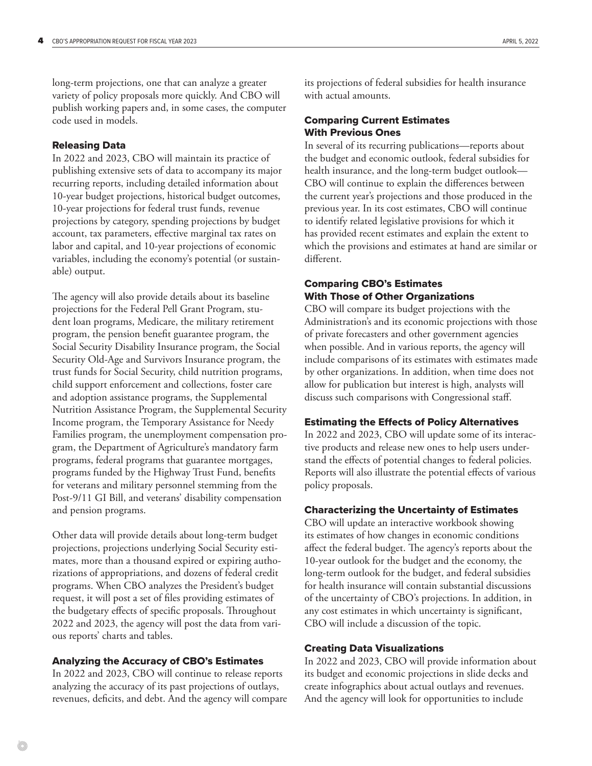long-term projections, one that can analyze a greater variety of policy proposals more quickly. And CBO will publish working papers and, in some cases, the computer code used in models.

### Releasing Data

In 2022 and 2023, CBO will maintain its practice of publishing extensive sets of data to accompany its major recurring reports, including detailed information about 10-year budget projections, historical budget outcomes, 10-year projections for federal trust funds, revenue projections by category, spending projections by budget account, tax parameters, effective marginal tax rates on labor and capital, and 10-year projections of economic variables, including the economy's potential (or sustainable) output.

The agency will also provide details about its baseline projections for the Federal Pell Grant Program, student loan programs, Medicare, the military retirement program, the pension benefit guarantee program, the Social Security Disability Insurance program, the Social Security Old-Age and Survivors Insurance program, the trust funds for Social Security, child nutrition programs, child support enforcement and collections, foster care and adoption assistance programs, the Supplemental Nutrition Assistance Program, the Supplemental Security Income program, the Temporary Assistance for Needy Families program, the unemployment compensation program, the Department of Agriculture's mandatory farm programs, federal programs that guarantee mortgages, programs funded by the Highway Trust Fund, benefits for veterans and military personnel stemming from the Post-9/11 GI Bill, and veterans' disability compensation and pension programs.

Other data will provide details about long-term budget projections, projections underlying Social Security estimates, more than a thousand expired or expiring authorizations of appropriations, and dozens of federal credit programs. When CBO analyzes the President's budget request, it will post a set of files providing estimates of the budgetary effects of specific proposals. Throughout 2022 and 2023, the agency will post the data from various reports' charts and tables.

### Analyzing the Accuracy of CBO's Estimates

In 2022 and 2023, CBO will continue to release reports analyzing the accuracy of its past projections of outlays, revenues, deficits, and debt. And the agency will compare its projections of federal subsidies for health insurance with actual amounts.

### Comparing Current Estimates With Previous Ones

In several of its recurring publications—reports about the budget and economic outlook, federal subsidies for health insurance, and the long-term budget outlook—CBO will continue to explain the differences between the current year's projections and those produced in the previous year. In its cost estimates, CBO will continue to identify related legislative provisions for which it has provided recent estimates and explain the extent to which the provisions and estimates at hand are similar or different.

### Comparing CBO's Estimates With Those of Other Organizations

CBO will compare its budget projections with the Administration's and its economic projections with those of private forecasters and other government agencies when possible. And in various reports, the agency will include comparisons of its estimates with estimates made by other organizations. In addition, when time does not allow for publication but interest is high, analysts will discuss such comparisons with Congressional staff.

### Estimating the Effects of Policy Alternatives

In 2022 and 2023, CBO will update some of its interactive products and release new ones to help users understand the effects of potential changes to federal policies. Reports will also illustrate the potential effects of various policy proposals.

### Characterizing the Uncertainty of Estimates

CBO will update an interactive workbook showing its estimates of how changes in economic conditions affect the federal budget. The agency's reports about the 10-year outlook for the budget and the economy, the long-term outlook for the budget, and federal subsidies for health insurance will contain substantial discussions of the uncertainty of CBO's projections. In addition, in any cost estimates in which uncertainty is significant, CBO will include a discussion of the topic.

### Creating Data Visualizations

In 2022 and 2023, CBO will provide information about its budget and economic projections in slide decks and create infographics about actual outlays and revenues. And the agency will look for opportunities to include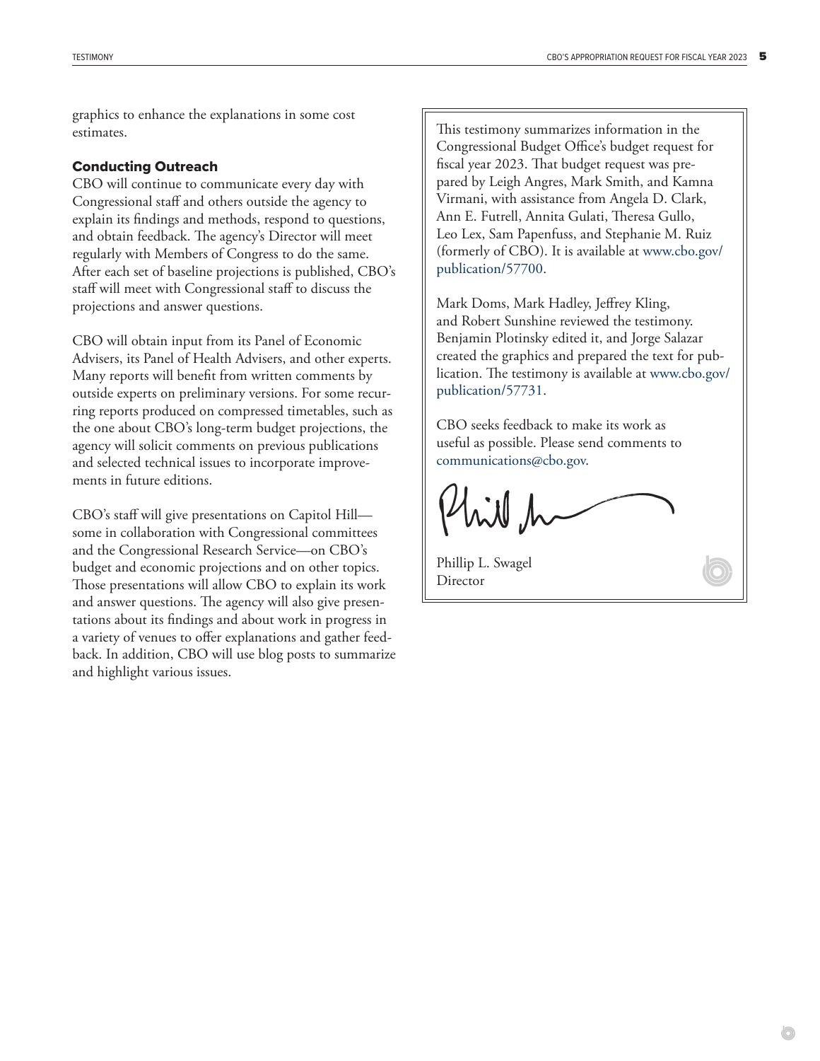graphics to enhance the explanations in some cost estimates.

### Conducting Outreach

CBO will continue to communicate every day with Congressional staff and others outside the agency to explain its findings and methods, respond to questions, and obtain feedback. The agency's Director will meet regularly with Members of Congress to do the same. After each set of baseline projections is published, CBO's staff will meet with Congressional staff to discuss the projections and answer questions.

CBO will obtain input from its Panel of Economic Advisers, its Panel of Health Advisers, and other experts. Many reports will benefit from written comments by outside experts on preliminary versions. For some recurring reports produced on compressed timetables, such as the one about CBO's long-term budget projections, the agency will solicit comments on previous publications and selected technical issues to incorporate improvements in future editions.

CBO's staff will give presentations on Capitol Hill—some in collaboration with Congressional committees and the Congressional Research Service—on CBO's budget and economic projections and on other topics. Those presentations will allow CBO to explain its work and answer questions. The agency will also give presentations about its findings and about work in progress in a variety of venues to offer explanations and gather feedback. In addition, CBO will use blog posts to summarize and highlight various issues.

This testimony summarizes information in the Congressional Budget Office's budget request for fiscal year 2023. That budget request was prepared by Leigh Angres, Mark Smith, and Kamna Virmani, with assistance from Angela D. Clark, Ann E. Futrell, Annita Gulati, Theresa Gullo, Leo Lex, Sam Papenfuss, and Stephanie M. Ruiz (formerly of CBO). It is available at www.cbo.gov/publication/57700.

Mark Doms, Mark Hadley, Jeffrey Kling, and Robert Sunshine reviewed the testimony. Benjamin Plotinsky edited it, and Jorge Salazar created the graphics and prepared the text for publication. The testimony is available at www.cbo.gov/publication/57731.

CBO seeks feedback to make its work as useful as possible. Please send comments to communications@cbo.gov.

Phillip L. Swagel
Director